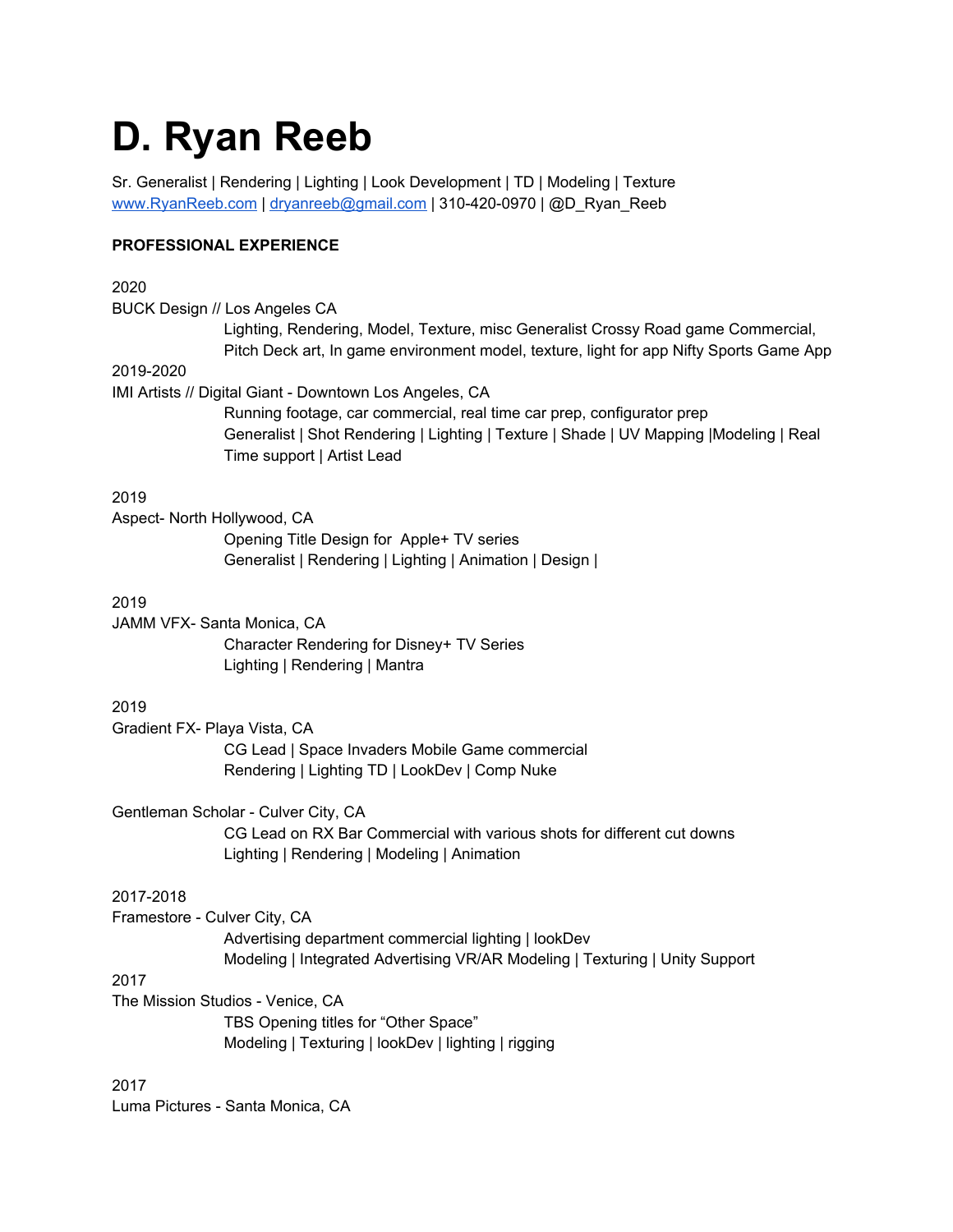# D. Ryan Reeb

Sr. Generalist | Rendering | Lighting | Look Development | TD | Modeling | Texture
www.RyanReeb.com | dryanreeb@gmail.com | 310-420-0970 | @D_Ryan_Reeb

**PROFESSIONAL EXPERIENCE**

2020
BUCK Design // Los Angeles CA
Lighting, Rendering, Model, Texture, misc Generalist Crossy Road game Commercial, Pitch Deck art, In game environment model, texture, light for app Nifty Sports Game App

2019-2020
IMI Artists // Digital Giant - Downtown Los Angeles, CA
Running footage, car commercial, real time car prep, configurator prep
Generalist | Shot Rendering | Lighting | Texture | Shade | UV Mapping |Modeling | Real Time support | Artist Lead

2019
Aspect- North Hollywood, CA
Opening Title Design for Apple+ TV series
Generalist | Rendering | Lighting | Animation | Design |

2019
JAMM VFX- Santa Monica, CA
Character Rendering for Disney+ TV Series
Lighting | Rendering | Mantra

2019
Gradient FX- Playa Vista, CA
CG Lead | Space Invaders Mobile Game commercial
Rendering | Lighting TD | LookDev | Comp Nuke

Gentleman Scholar - Culver City, CA
CG Lead on RX Bar Commercial with various shots for different cut downs
Lighting | Rendering | Modeling | Animation

2017-2018
Framestore - Culver City, CA
Advertising department commercial lighting | lookDev
Modeling | Integrated Advertising VR/AR Modeling | Texturing | Unity Support

2017
The Mission Studios - Venice, CA
TBS Opening titles for "Other Space"
Modeling | Texturing | lookDev | lighting | rigging

2017
Luma Pictures - Santa Monica, CA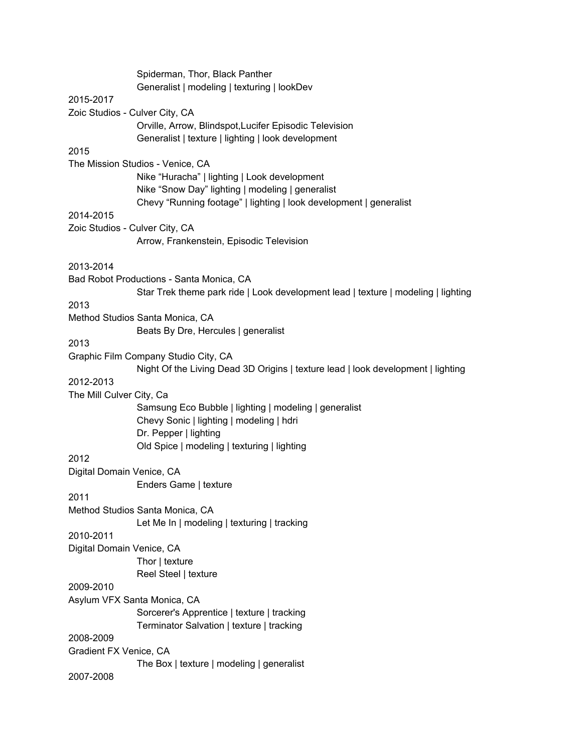Spiderman, Thor, Black Panther
Generalist | modeling | texturing | lookDev

2015-2017
Zoic Studios - Culver City, CA
Orville, Arrow, Blindspot,Lucifer Episodic Television
Generalist | texture | lighting | look development

2015
The Mission Studios - Venice, CA
Nike "Huracha" | lighting | Look development
Nike "Snow Day" lighting | modeling | generalist
Chevy "Running footage" | lighting | look development | generalist

2014-2015
Zoic Studios - Culver City, CA
Arrow, Frankenstein, Episodic Television

2013-2014
Bad Robot Productions - Santa Monica, CA
Star Trek theme park ride | Look development lead | texture | modeling | lighting

2013
Method Studios Santa Monica, CA
Beats By Dre, Hercules | generalist

2013
Graphic Film Company Studio City, CA
Night Of the Living Dead 3D Origins | texture lead | look development | lighting

2012-2013
The Mill Culver City, Ca
Samsung Eco Bubble | lighting | modeling | generalist
Chevy Sonic | lighting | modeling | hdri
Dr. Pepper | lighting
Old Spice | modeling | texturing | lighting

2012
Digital Domain Venice, CA
Enders Game | texture

2011
Method Studios Santa Monica, CA
Let Me In | modeling | texturing | tracking

2010-2011
Digital Domain Venice, CA
Thor | texture
Reel Steel | texture

2009-2010
Asylum VFX Santa Monica, CA
Sorcerer's Apprentice | texture | tracking
Terminator Salvation | texture | tracking

2008-2009
Gradient FX Venice, CA
The Box | texture | modeling | generalist

2007-2008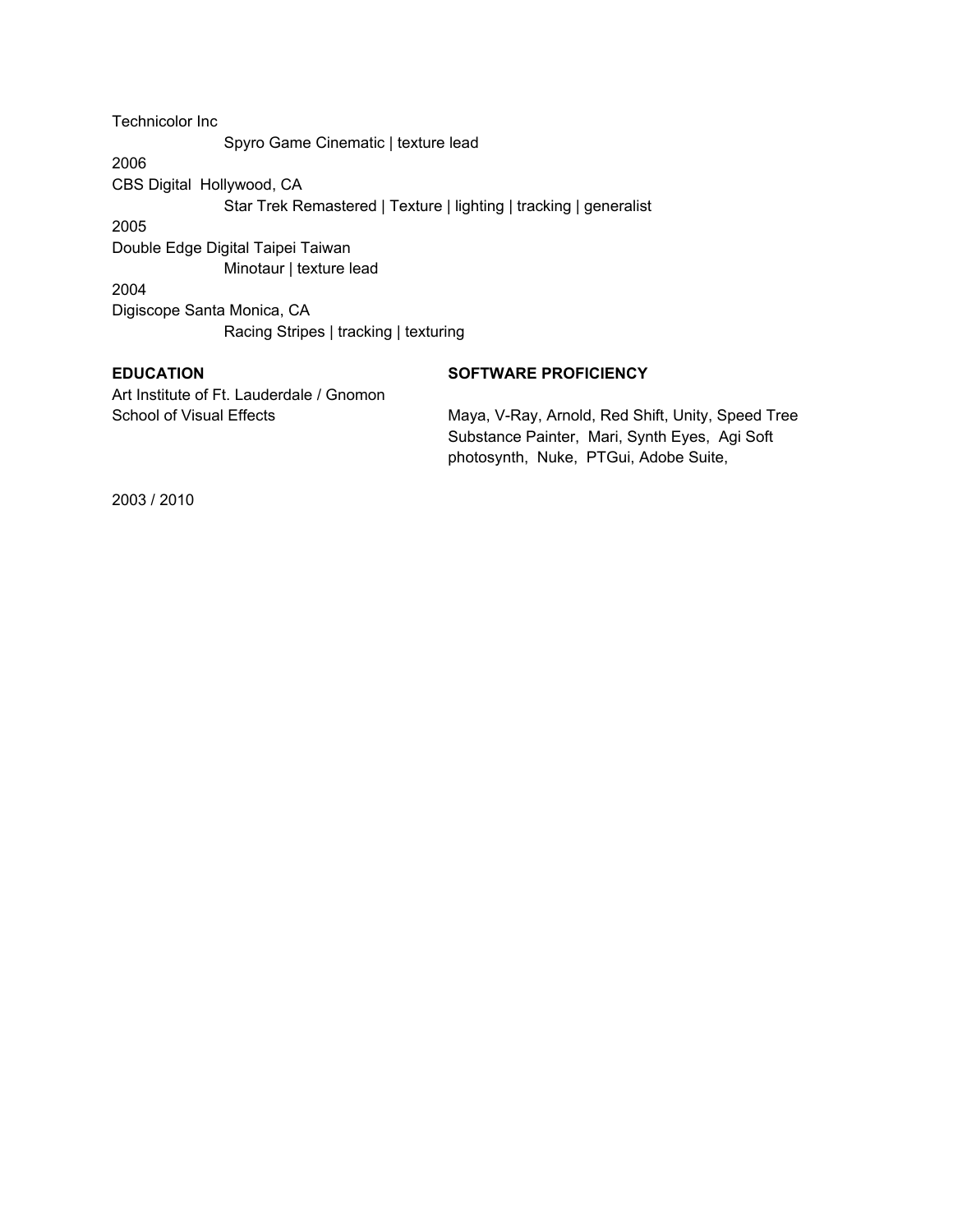Technicolor Inc

Spyro Game Cinematic | texture lead

2006

CBS Digital Hollywood, CA

Star Trek Remastered | Texture | lighting | tracking | generalist

2005

Double Edge Digital Taipei Taiwan

Minotaur | texture lead

2004

Digiscope Santa Monica, CA

Racing Stripes | tracking | texturing

**EDUCATION**

Art Institute of Ft. Lauderdale / Gnomon School of Visual Effects

2003 / 2010

**SOFTWARE PROFICIENCY**

Maya, V-Ray, Arnold, Red Shift, Unity, Speed Tree Substance Painter, Mari, Synth Eyes, Agi Soft photosynth, Nuke, PTGui, Adobe Suite,